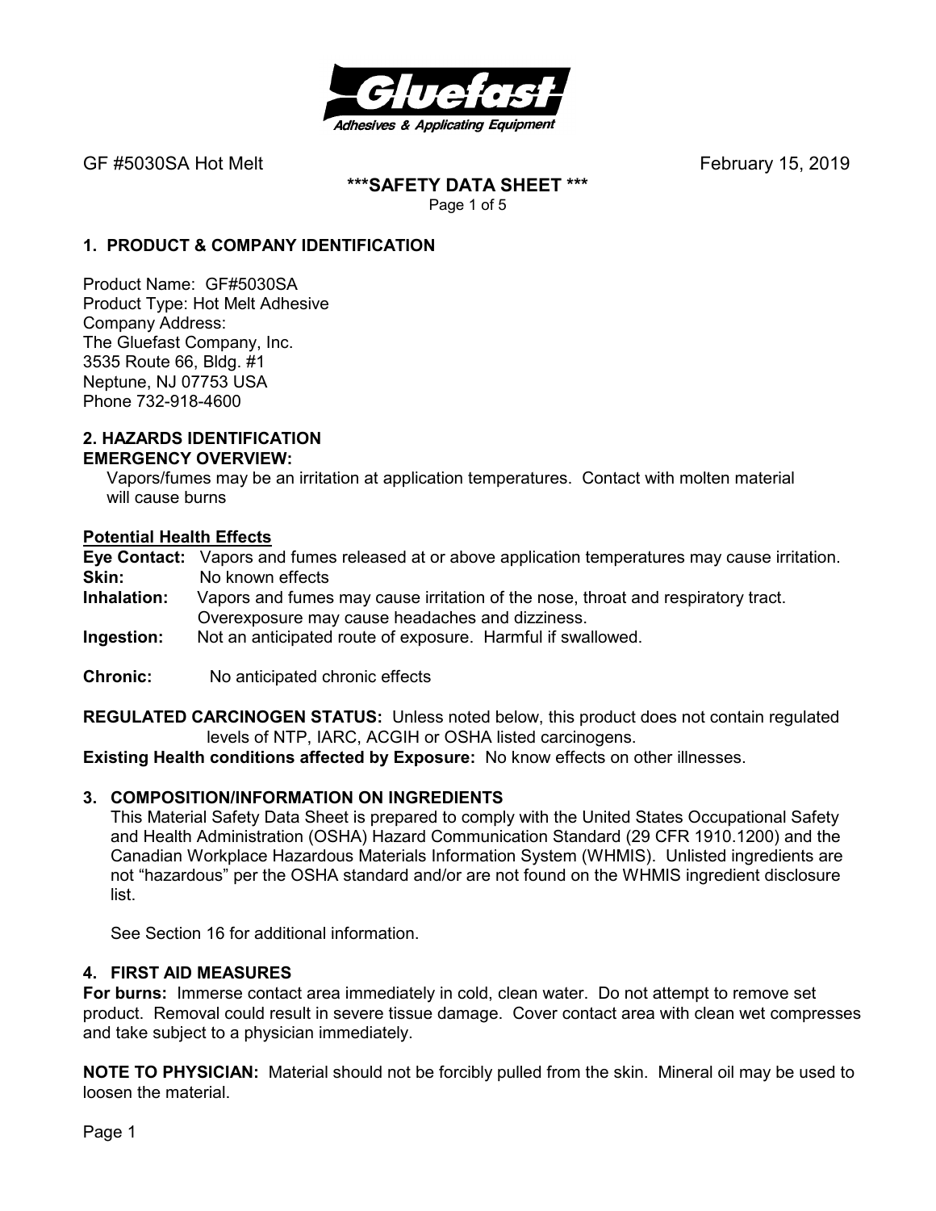GF #5030SA Hot Melt February 15, 2019

**\*\*\*SAFETY DATA SHEET \*\*\***

## 1. PRODUCT & COMPANY IDENTIFICATION

Product Name: GF#5030SA
Product Type: Hot Melt Adhesive
Company Address:
The Gluefast Company, Inc.
3535 Route 66, Bldg. #1
Neptune, NJ 07753 USA
Phone 732-918-4600

## 2. HAZARDS IDENTIFICATION

**EMERGENCY OVERVIEW:**

Vapors/fumes may be an irritation at application temperatures. Contact with molten material will cause burns

**Potential Health Effects**

**Eye Contact:** Vapors and fumes released at or above application temperatures may cause irritation.
**Skin:** No known effects
**Inhalation:** Vapors and fumes may cause irritation of the nose, throat and respiratory tract. Overexposure may cause headaches and dizziness.
**Ingestion:** Not an anticipated route of exposure. Harmful if swallowed.

**Chronic:** No anticipated chronic effects

**REGULATED CARCINOGEN STATUS:** Unless noted below, this product does not contain regulated levels of NTP, IARC, ACGIH or OSHA listed carcinogens.
**Existing Health conditions affected by Exposure:** No know effects on other illnesses.

## 3. COMPOSITION/INFORMATION ON INGREDIENTS

This Material Safety Data Sheet is prepared to comply with the United States Occupational Safety and Health Administration (OSHA) Hazard Communication Standard (29 CFR 1910.1200) and the Canadian Workplace Hazardous Materials Information System (WHMIS). Unlisted ingredients are not "hazardous" per the OSHA standard and/or are not found on the WHMIS ingredient disclosure list.

See Section 16 for additional information.

## 4. FIRST AID MEASURES

**For burns:** Immerse contact area immediately in cold, clean water. Do not attempt to remove set product. Removal could result in severe tissue damage. Cover contact area with clean wet compresses and take subject to a physician immediately.

**NOTE TO PHYSICIAN:** Material should not be forcibly pulled from the skin. Mineral oil may be used to loosen the material.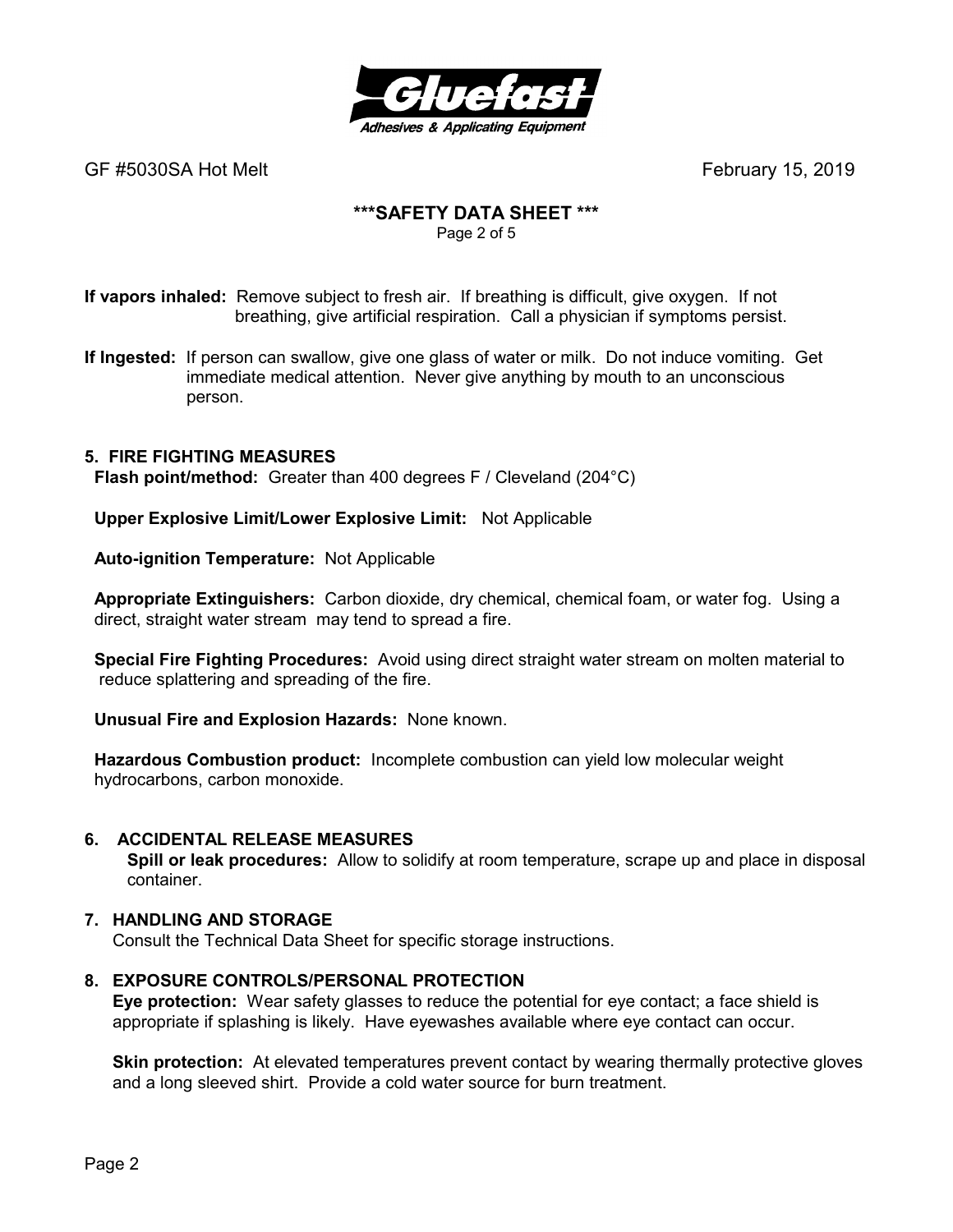**If vapors inhaled:** Remove subject to fresh air. If breathing is difficult, give oxygen. If not breathing, give artificial respiration. Call a physician if symptoms persist.

**If Ingested:** If person can swallow, give one glass of water or milk. Do not induce vomiting. Get immediate medical attention. Never give anything by mouth to an unconscious person.

## 5. FIRE FIGHTING MEASURES

**Flash point/method:** Greater than 400 degrees F / Cleveland (204°C)

**Upper Explosive Limit/Lower Explosive Limit:** Not Applicable

**Auto-ignition Temperature:** Not Applicable

**Appropriate Extinguishers:** Carbon dioxide, dry chemical, chemical foam, or water fog. Using a direct, straight water stream may tend to spread a fire.

**Special Fire Fighting Procedures:** Avoid using direct straight water stream on molten material to reduce splattering and spreading of the fire.

**Unusual Fire and Explosion Hazards:** None known.

**Hazardous Combustion product:** Incomplete combustion can yield low molecular weight hydrocarbons, carbon monoxide.

## 6. ACCIDENTAL RELEASE MEASURES

**Spill or leak procedures:** Allow to solidify at room temperature, scrape up and place in disposal container.

## 7. HANDLING AND STORAGE

Consult the Technical Data Sheet for specific storage instructions.

## 8. EXPOSURE CONTROLS/PERSONAL PROTECTION

**Eye protection:** Wear safety glasses to reduce the potential for eye contact; a face shield is appropriate if splashing is likely. Have eyewashes available where eye contact can occur.

**Skin protection:** At elevated temperatures prevent contact by wearing thermally protective gloves and a long sleeved shirt. Provide a cold water source for burn treatment.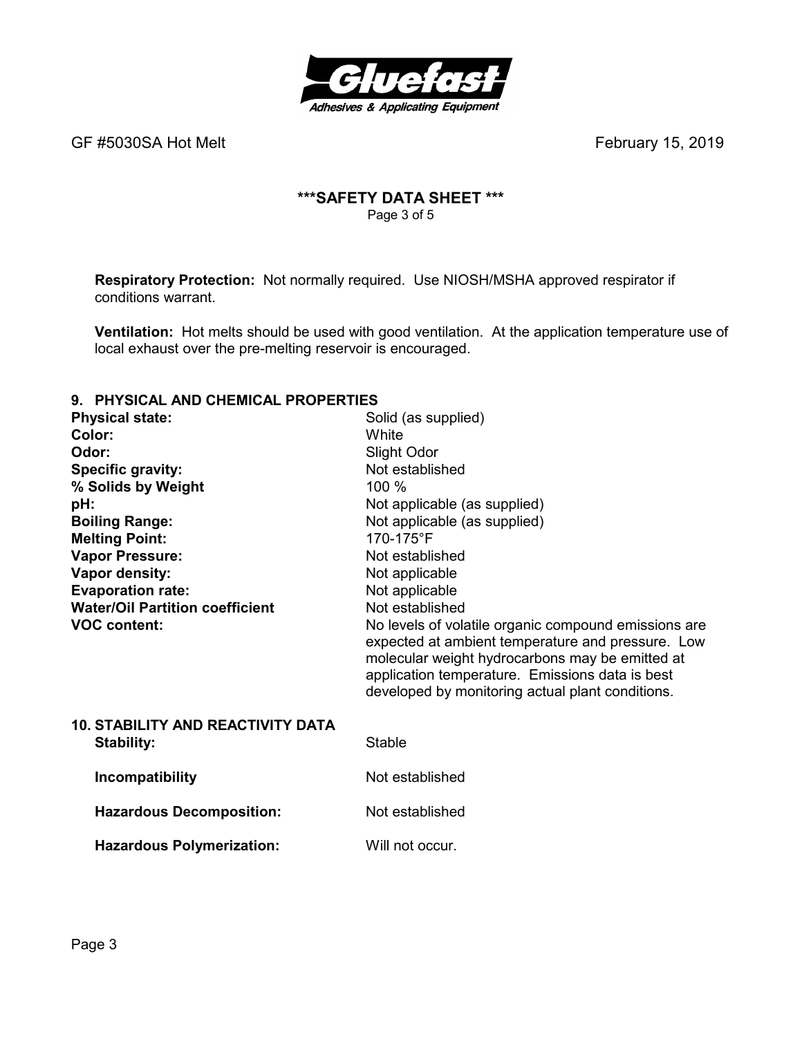**Respiratory Protection:** Not normally required. Use NIOSH/MSHA approved respirator if conditions warrant.

**Ventilation:** Hot melts should be used with good ventilation. At the application temperature use of local exhaust over the pre-melting reservoir is encouraged.

## 9. PHYSICAL AND CHEMICAL PROPERTIES

| | |
|---|---|
| **Physical state:** | Solid (as supplied) |
| **Color:** | White |
| **Odor:** | Slight Odor |
| **Specific gravity:** | Not established |
| **% Solids by Weight** | 100 % |
| **pH:** | Not applicable (as supplied) |
| **Boiling Range:** | Not applicable (as supplied) |
| **Melting Point:** | 170-175°F |
| **Vapor Pressure:** | Not established |
| **Vapor density:** | Not applicable |
| **Evaporation rate:** | Not applicable |
| **Water/Oil Partition coefficient** | Not established |
| **VOC content:** | No levels of volatile organic compound emissions are expected at ambient temperature and pressure. Low molecular weight hydrocarbons may be emitted at application temperature. Emissions data is best developed by monitoring actual plant conditions. |

## 10. STABILITY AND REACTIVITY DATA

| | |
|---|---|
| **Stability:** | Stable |
| **Incompatibility** | Not established |
| **Hazardous Decomposition:** | Not established |
| **Hazardous Polymerization:** | Will not occur. |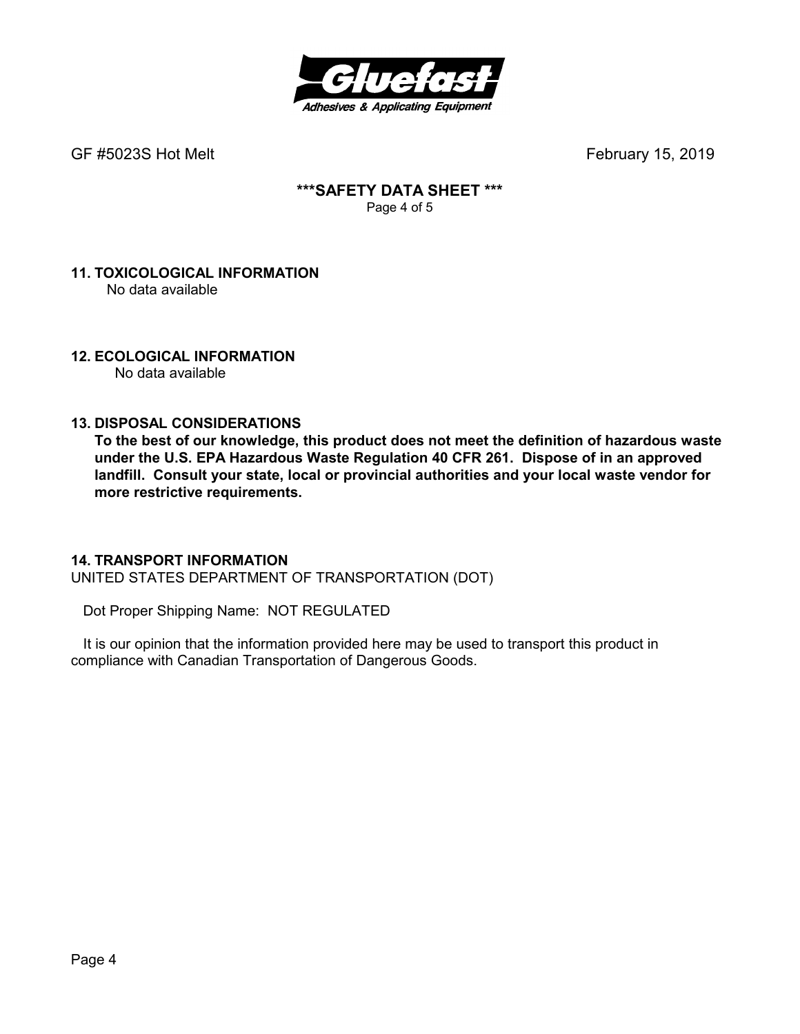## 11. TOXICOLOGICAL INFORMATION

No data available

## 12. ECOLOGICAL INFORMATION

No data available

## 13. DISPOSAL CONSIDERATIONS

**To the best of our knowledge, this product does not meet the definition of hazardous waste under the U.S. EPA Hazardous Waste Regulation 40 CFR 261. Dispose of in an approved landfill. Consult your state, local or provincial authorities and your local waste vendor for more restrictive requirements.**

## 14. TRANSPORT INFORMATION

UNITED STATES DEPARTMENT OF TRANSPORTATION (DOT)

Dot Proper Shipping Name: NOT REGULATED

It is our opinion that the information provided here may be used to transport this product in compliance with Canadian Transportation of Dangerous Goods.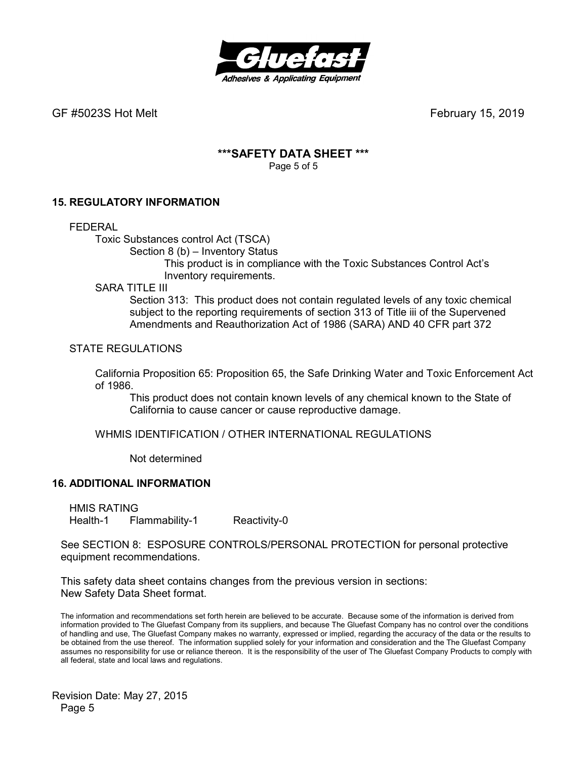## 15. REGULATORY INFORMATION

FEDERAL

Toxic Substances control Act (TSCA)

Section 8 (b) – Inventory Status

This product is in compliance with the Toxic Substances Control Act's Inventory requirements.

SARA TITLE III

Section 313: This product does not contain regulated levels of any toxic chemical subject to the reporting requirements of section 313 of Title iii of the Supervened Amendments and Reauthorization Act of 1986 (SARA) AND 40 CFR part 372

STATE REGULATIONS

California Proposition 65: Proposition 65, the Safe Drinking Water and Toxic Enforcement Act of 1986.

This product does not contain known levels of any chemical known to the State of California to cause cancer or cause reproductive damage.

WHMIS IDENTIFICATION / OTHER INTERNATIONAL REGULATIONS

Not determined

## 16. ADDITIONAL INFORMATION

HMIS RATING

Health-1 Flammability-1 Reactivity-0

See SECTION 8: ESPOSURE CONTROLS/PERSONAL PROTECTION for personal protective equipment recommendations.

This safety data sheet contains changes from the previous version in sections:
New Safety Data Sheet format.

The information and recommendations set forth herein are believed to be accurate. Because some of the information is derived from information provided to The Gluefast Company from its suppliers, and because The Gluefast Company has no control over the conditions of handling and use, The Gluefast Company makes no warranty, expressed or implied, regarding the accuracy of the data or the results to be obtained from the use thereof. The information supplied solely for your information and consideration and the The Gluefast Company assumes no responsibility for use or reliance thereon. It is the responsibility of the user of The Gluefast Company Products to comply with all federal, state and local laws and regulations.

Revision Date: May 27, 2015